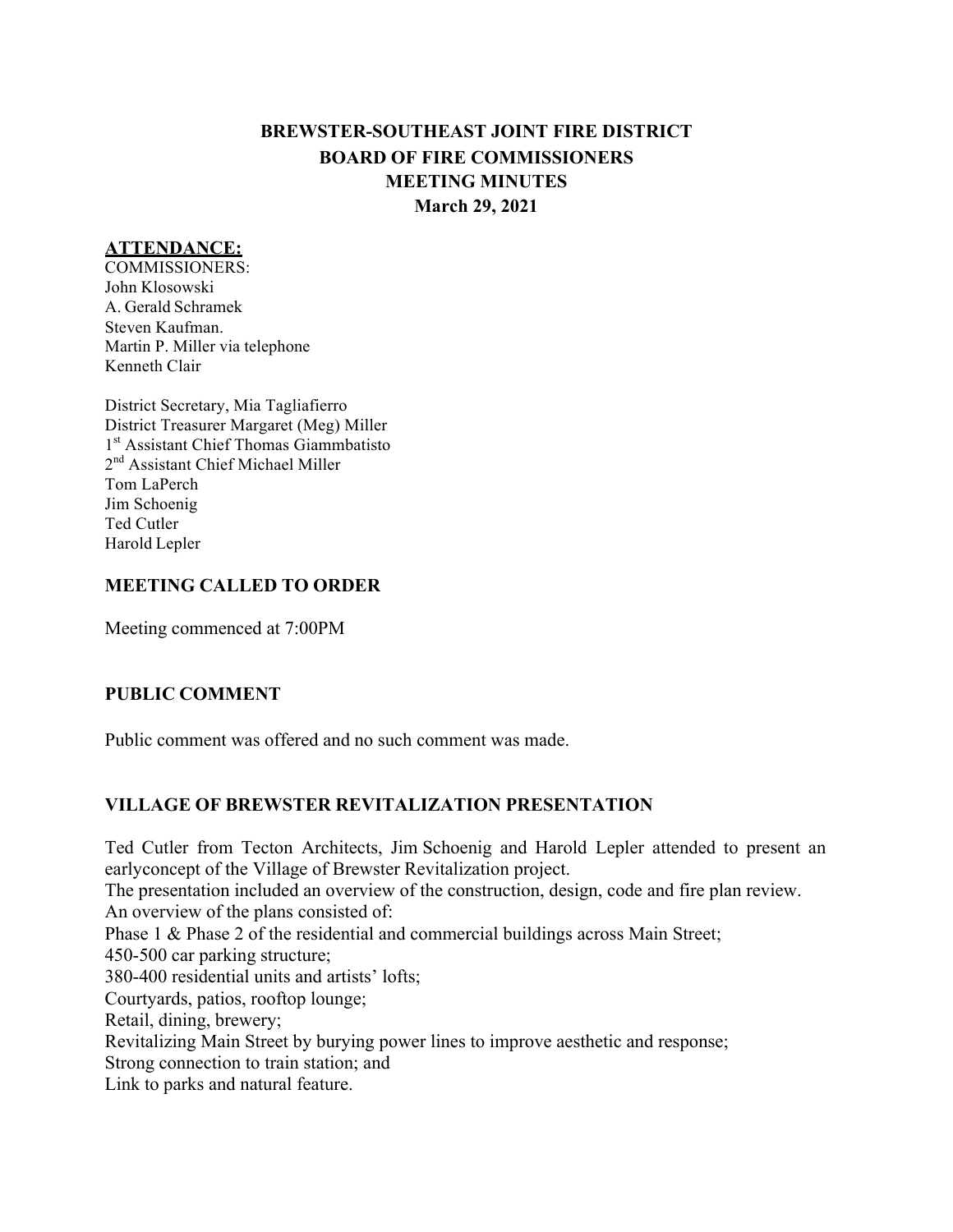# BREWSTER-SOUTHEAST JOINT FIRE DISTRICT
# BOARD OF FIRE COMMISSIONERS
# MEETING MINUTES
# March 29, 2021

## ATTENDANCE:

COMMISSIONERS:
John Klosowski
A. Gerald Schramek
Steven Kaufman.
Martin P. Miller via telephone
Kenneth Clair

District Secretary, Mia Tagliafierro
District Treasurer Margaret (Meg) Miller
1st Assistant Chief Thomas Giammbatisto
2nd Assistant Chief Michael Miller
Tom LaPerch
Jim Schoenig
Ted Cutler
Harold Lepler

## MEETING CALLED TO ORDER

Meeting commenced at 7:00PM

## PUBLIC COMMENT

Public comment was offered and no such comment was made.

## VILLAGE OF BREWSTER REVITALIZATION PRESENTATION

Ted Cutler from Tecton Architects, Jim Schoenig and Harold Lepler attended to present an earlyconcept of the Village of Brewster Revitalization project.
The presentation included an overview of the construction, design, code and fire plan review.
An overview of the plans consisted of:
Phase 1 & Phase 2 of the residential and commercial buildings across Main Street;
450-500 car parking structure;
380-400 residential units and artists' lofts;
Courtyards, patios, rooftop lounge;
Retail, dining, brewery;
Revitalizing Main Street by burying power lines to improve aesthetic and response;
Strong connection to train station; and
Link to parks and natural feature.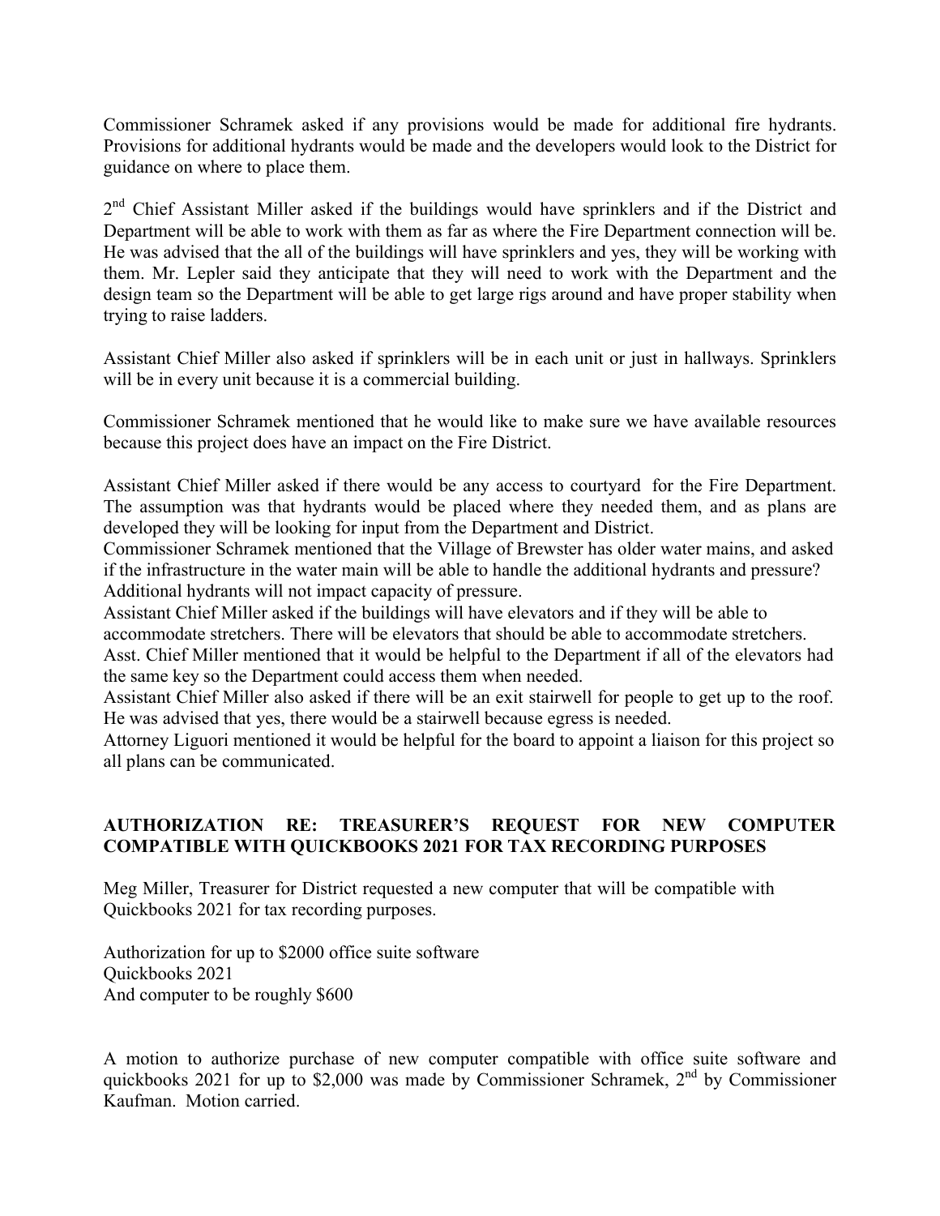Commissioner Schramek asked if any provisions would be made for additional fire hydrants. Provisions for additional hydrants would be made and the developers would look to the District for guidance on where to place them.

2nd Chief Assistant Miller asked if the buildings would have sprinklers and if the District and Department will be able to work with them as far as where the Fire Department connection will be. He was advised that the all of the buildings will have sprinklers and yes, they will be working with them. Mr. Lepler said they anticipate that they will need to work with the Department and the design team so the Department will be able to get large rigs around and have proper stability when trying to raise ladders.

Assistant Chief Miller also asked if sprinklers will be in each unit or just in hallways. Sprinklers will be in every unit because it is a commercial building.

Commissioner Schramek mentioned that he would like to make sure we have available resources because this project does have an impact on the Fire District.

Assistant Chief Miller asked if there would be any access to courtyard for the Fire Department. The assumption was that hydrants would be placed where they needed them, and as plans are developed they will be looking for input from the Department and District.
Commissioner Schramek mentioned that the Village of Brewster has older water mains, and asked if the infrastructure in the water main will be able to handle the additional hydrants and pressure? Additional hydrants will not impact capacity of pressure.
Assistant Chief Miller asked if the buildings will have elevators and if they will be able to accommodate stretchers. There will be elevators that should be able to accommodate stretchers.
Asst. Chief Miller mentioned that it would be helpful to the Department if all of the elevators had the same key so the Department could access them when needed.
Assistant Chief Miller also asked if there will be an exit stairwell for people to get up to the roof. He was advised that yes, there would be a stairwell because egress is needed.
Attorney Liguori mentioned it would be helpful for the board to appoint a liaison for this project so all plans can be communicated.

## AUTHORIZATION RE: TREASURER'S REQUEST FOR NEW COMPUTER COMPATIBLE WITH QUICKBOOKS 2021 FOR TAX RECORDING PURPOSES

Meg Miller, Treasurer for District requested a new computer that will be compatible with Quickbooks 2021 for tax recording purposes.

Authorization for up to $2000 office suite software
Quickbooks 2021
And computer to be roughly $600

A motion to authorize purchase of new computer compatible with office suite software and quickbooks 2021 for up to $2,000 was made by Commissioner Schramek, 2nd by Commissioner Kaufman. Motion carried.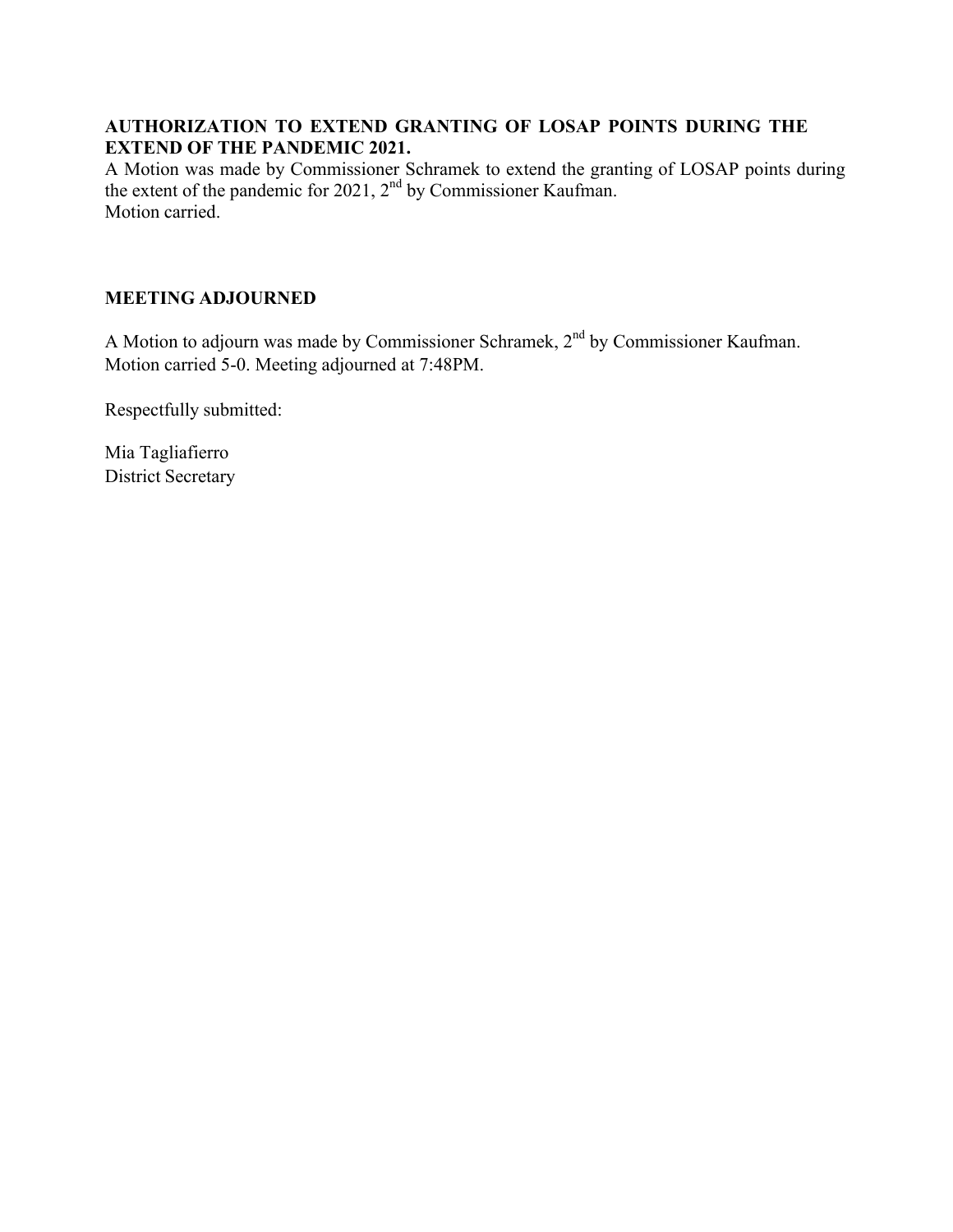**AUTHORIZATION TO EXTEND GRANTING OF LOSAP POINTS DURING THE EXTEND OF THE PANDEMIC 2021.**

A Motion was made by Commissioner Schramek to extend the granting of LOSAP points during the extent of the pandemic for 2021, 2nd by Commissioner Kaufman.
Motion carried.

**MEETING ADJOURNED**

A Motion to adjourn was made by Commissioner Schramek, 2nd by Commissioner Kaufman.
Motion carried 5-0. Meeting adjourned at 7:48PM.

Respectfully submitted:

Mia Tagliafierro
District Secretary